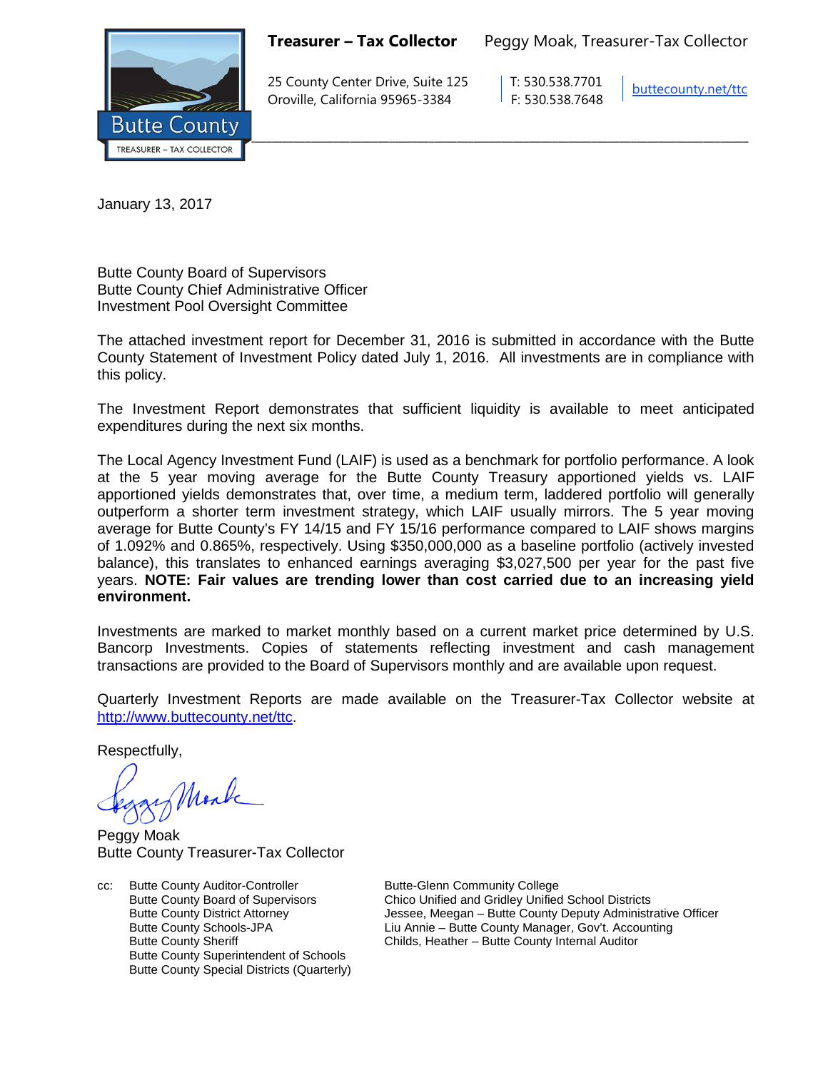**Treasurer – Tax Collector** Peggy Moak, Treasurer-Tax Collector

25 County Center Drive, Suite 125
Oroville, California 95965-3384

T: 530.538.7701
F: 530.538.7648

buttecounty.net/ttc

Butte County
TREASURER – TAX COLLECTOR

January 13, 2017

Butte County Board of Supervisors
Butte County Chief Administrative Officer
Investment Pool Oversight Committee

The attached investment report for December 31, 2016 is submitted in accordance with the Butte County Statement of Investment Policy dated July 1, 2016. All investments are in compliance with this policy.

The Investment Report demonstrates that sufficient liquidity is available to meet anticipated expenditures during the next six months.

The Local Agency Investment Fund (LAIF) is used as a benchmark for portfolio performance. A look at the 5 year moving average for the Butte County Treasury apportioned yields vs. LAIF apportioned yields demonstrates that, over time, a medium term, laddered portfolio will generally outperform a shorter term investment strategy, which LAIF usually mirrors. The 5 year moving average for Butte County's FY 14/15 and FY 15/16 performance compared to LAIF shows margins of 1.092% and 0.865%, respectively. Using $350,000,000 as a baseline portfolio (actively invested balance), this translates to enhanced earnings averaging $3,027,500 per year for the past five years. **NOTE: Fair values are trending lower than cost carried due to an increasing yield environment.**

Investments are marked to market monthly based on a current market price determined by U.S. Bancorp Investments. Copies of statements reflecting investment and cash management transactions are provided to the Board of Supervisors monthly and are available upon request.

Quarterly Investment Reports are made available on the Treasurer-Tax Collector website at http://www.buttecounty.net/ttc.

Respectfully,

Peggy Moak
Butte County Treasurer-Tax Collector

cc: Butte County Auditor-Controller
Butte County Board of Supervisors
Butte County District Attorney
Butte County Schools-JPA
Butte County Sheriff
Butte County Superintendent of Schools
Butte County Special Districts (Quarterly)
Butte-Glenn Community College
Chico Unified and Gridley Unified School Districts
Jessee, Meegan – Butte County Deputy Administrative Officer
Liu Annie – Butte County Manager, Gov't. Accounting
Childs, Heather – Butte County Internal Auditor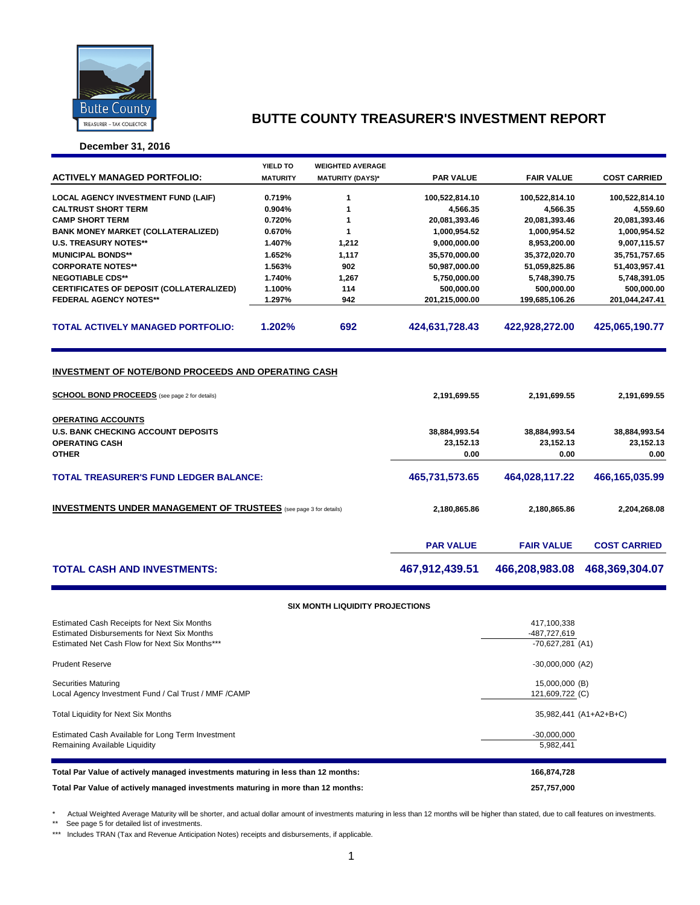# BUTTE COUNTY TREASURER'S INVESTMENT REPORT

**December 31, 2016**

| ACTIVELY MANAGED PORTFOLIO: | YIELD TO MATURITY | WEIGHTED AVERAGE MATURITY (DAYS)* | PAR VALUE | FAIR VALUE | COST CARRIED |
|---|---|---|---|---|---|
| LOCAL AGENCY INVESTMENT FUND (LAIF) | 0.719% | 1 | 100,522,814.10 | 100,522,814.10 | 100,522,814.10 |
| CALTRUST SHORT TERM | 0.904% | 1 | 4,566.35 | 4,566.35 | 4,559.60 |
| CAMP SHORT TERM | 0.720% | 1 | 20,081,393.46 | 20,081,393.46 | 20,081,393.46 |
| BANK MONEY MARKET (COLLATERALIZED) | 0.670% | 1 | 1,000,954.52 | 1,000,954.52 | 1,000,954.52 |
| U.S. TREASURY NOTES** | 1.407% | 1,212 | 9,000,000.00 | 8,953,200.00 | 9,007,115.57 |
| MUNICIPAL BONDS** | 1.652% | 1,117 | 35,570,000.00 | 35,372,020.70 | 35,751,757.65 |
| CORPORATE NOTES** | 1.563% | 902 | 50,987,000.00 | 51,059,825.86 | 51,403,957.41 |
| NEGOTIABLE CDS** | 1.740% | 1,267 | 5,750,000.00 | 5,748,390.75 | 5,748,391.05 |
| CERTIFICATES OF DEPOSIT (COLLATERALIZED) | 1.100% | 114 | 500,000.00 | 500,000.00 | 500,000.00 |
| FEDERAL AGENCY NOTES** | 1.297% | 942 | 201,215,000.00 | 199,685,106.26 | 201,044,247.41 |
| **TOTAL ACTIVELY MANAGED PORTFOLIO:** | **1.202%** | **692** | **424,631,728.43** | **422,928,272.00** | **425,065,190.77** |

## INVESTMENT OF NOTE/BOND PROCEEDS AND OPERATING CASH

| | PAR VALUE | FAIR VALUE | COST CARRIED |
|---|---|---|---|
| **SCHOOL BOND PROCEEDS** (see page 2 for details) | 2,191,699.55 | 2,191,699.55 | 2,191,699.55 |
| **OPERATING ACCOUNTS** | | | |
| U.S. BANK CHECKING ACCOUNT DEPOSITS | 38,884,993.54 | 38,884,993.54 | 38,884,993.54 |
| OPERATING CASH | 23,152.13 | 23,152.13 | 23,152.13 |
| OTHER | 0.00 | 0.00 | 0.00 |
| **TOTAL TREASURER'S FUND LEDGER BALANCE:** | **465,731,573.65** | **464,028,117.22** | **466,165,035.99** |
| **INVESTMENTS UNDER MANAGEMENT OF TRUSTEES** (see page 3 for details) | 2,180,865.86 | 2,180,865.86 | 2,204,268.08 |

| | PAR VALUE | FAIR VALUE | COST CARRIED |
|---|---|---|---|
| **TOTAL CASH AND INVESTMENTS:** | **467,912,439.51** | **466,208,983.08** | **468,369,304.07** |

### SIX MONTH LIQUIDITY PROJECTIONS

| | |
|---|---|
| Estimated Cash Receipts for Next Six Months | 417,100,338 |
| Estimated Disbursements for Next Six Months | -487,727,619 |
| Estimated Net Cash Flow for Next Six Months*** | -70,627,281 (A1) |
| Prudent Reserve | -30,000,000 (A2) |
| Securities Maturing | 15,000,000 (B) |
| Local Agency Investment Fund / Cal Trust / MMF /CAMP | 121,609,722 (C) |
| Total Liquidity for Next Six Months | 35,982,441 (A1+A2+B+C) |
| Estimated Cash Available for Long Term Investment | -30,000,000 |
| Remaining Available Liquidity | 5,982,441 |

| | |
|---|---|
| **Total Par Value of actively managed investments maturing in less than 12 months:** | **166,874,728** |
| **Total Par Value of actively managed investments maturing in more than 12 months:** | **257,757,000** |

\* Actual Weighted Average Maturity will be shorter, and actual dollar amount of investments maturing in less than 12 months will be higher than stated, due to call features on investments.

** See page 5 for detailed list of investments.

*** Includes TRAN (Tax and Revenue Anticipation Notes) receipts and disbursements, if applicable.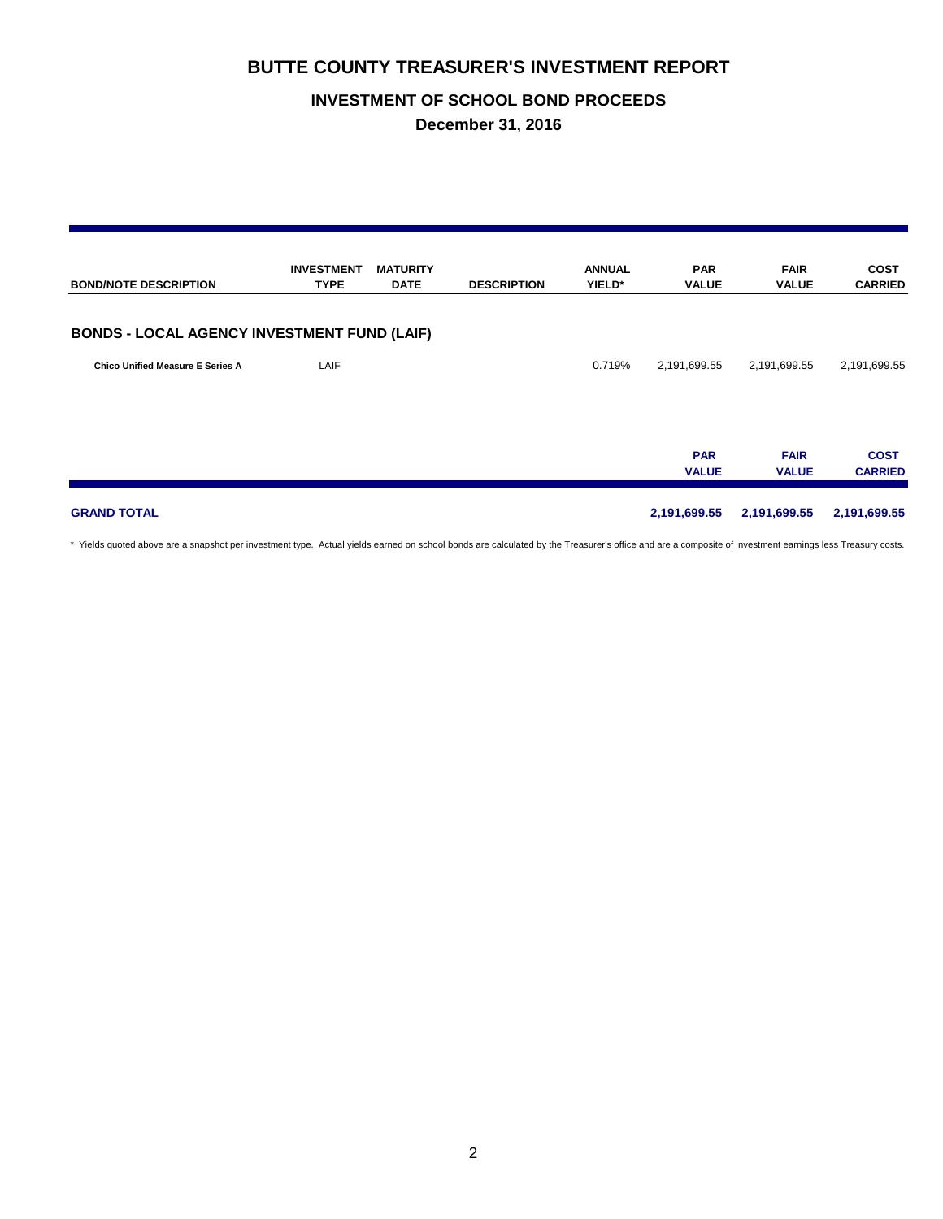# BUTTE COUNTY TREASURER'S INVESTMENT REPORT

## INVESTMENT OF SCHOOL BOND PROCEEDS

## December 31, 2016

| BOND/NOTE DESCRIPTION | INVESTMENT TYPE | MATURITY DATE | DESCRIPTION | ANNUAL YIELD* | PAR VALUE | FAIR VALUE | COST CARRIED |
|---|---|---|---|---|---|---|---|
| **BONDS - LOCAL AGENCY INVESTMENT FUND (LAIF)** | | | | | | | |
| **Chico Unified Measure E Series A** | LAIF | | | 0.719% | 2,191,699.55 | 2,191,699.55 | 2,191,699.55 |
| | | | | | **PAR VALUE** | **FAIR VALUE** | **COST CARRIED** |
| **GRAND TOTAL** | | | | | **2,191,699.55** | **2,191,699.55** | **2,191,699.55** |

* Yields quoted above are a snapshot per investment type. Actual yields earned on school bonds are calculated by the Treasurer's office and are a composite of investment earnings less Treasury costs.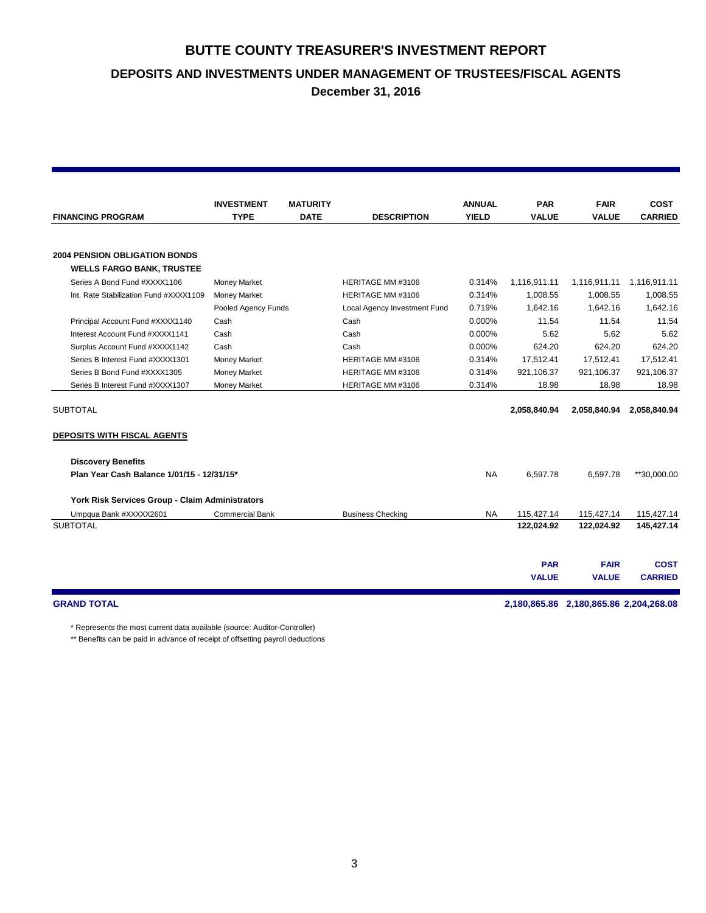# BUTTE COUNTY TREASURER'S INVESTMENT REPORT

## DEPOSITS AND INVESTMENTS UNDER MANAGEMENT OF TRUSTEES/FISCAL AGENTS

### December 31, 2016

| FINANCING PROGRAM | INVESTMENT TYPE | MATURITY DATE | DESCRIPTION | ANNUAL YIELD | PAR VALUE | FAIR VALUE | COST CARRIED |
|---|---|---|---|---|---|---|---|
| **2004 PENSION OBLIGATION BONDS** | | | | | | | |
| **WELLS FARGO BANK, TRUSTEE** | | | | | | | |
| Series A Bond Fund #XXXX1106 | Money Market | | HERITAGE MM #3106 | 0.314% | 1,116,911.11 | 1,116,911.11 | 1,116,911.11 |
| Int. Rate Stabilization Fund #XXXX1109 | Money Market | | HERITAGE MM #3106 | 0.314% | 1,008.55 | 1,008.55 | 1,008.55 |
| | Pooled Agency Funds | | Local Agency Investment Fund | 0.719% | 1,642.16 | 1,642.16 | 1,642.16 |
| Principal Account Fund #XXXX1140 | Cash | | Cash | 0.000% | 11.54 | 11.54 | 11.54 |
| Interest Account Fund #XXXX1141 | Cash | | Cash | 0.000% | 5.62 | 5.62 | 5.62 |
| Surplus Account Fund #XXXX1142 | Cash | | Cash | 0.000% | 624.20 | 624.20 | 624.20 |
| Series B Interest Fund #XXXX1301 | Money Market | | HERITAGE MM #3106 | 0.314% | 17,512.41 | 17,512.41 | 17,512.41 |
| Series B Bond Fund #XXXX1305 | Money Market | | HERITAGE MM #3106 | 0.314% | 921,106.37 | 921,106.37 | 921,106.37 |
| Series B Interest Fund #XXXX1307 | Money Market | | HERITAGE MM #3106 | 0.314% | 18.98 | 18.98 | 18.98 |
| SUBTOTAL | | | | | **2,058,840.94** | **2,058,840.94** | **2,058,840.94** |
| **DEPOSITS WITH FISCAL AGENTS** | | | | | | | |
| **Discovery Benefits** | | | | | | | |
| **Plan Year Cash Balance 1/01/15 - 12/31/15*** | | | | NA | 6,597.78 | 6,597.78 | **30,000.00 |
| **York Risk Services Group - Claim Administrators** | | | | | | | |
| Umpqua Bank #XXXXX2601 | Commercial Bank | | Business Checking | NA | 115,427.14 | 115,427.14 | 115,427.14 |
| SUBTOTAL | | | | | **122,024.92** | **122,024.92** | **145,427.14** |
| | | | | | **PAR VALUE** | **FAIR VALUE** | **COST CARRIED** |
| **GRAND TOTAL** | | | | | **2,180,865.86** | **2,180,865.86** | **2,204,268.08** |

\* Represents the most current data available (source: Auditor-Controller)

\*\* Benefits can be paid in advance of receipt of offsetting payroll deductions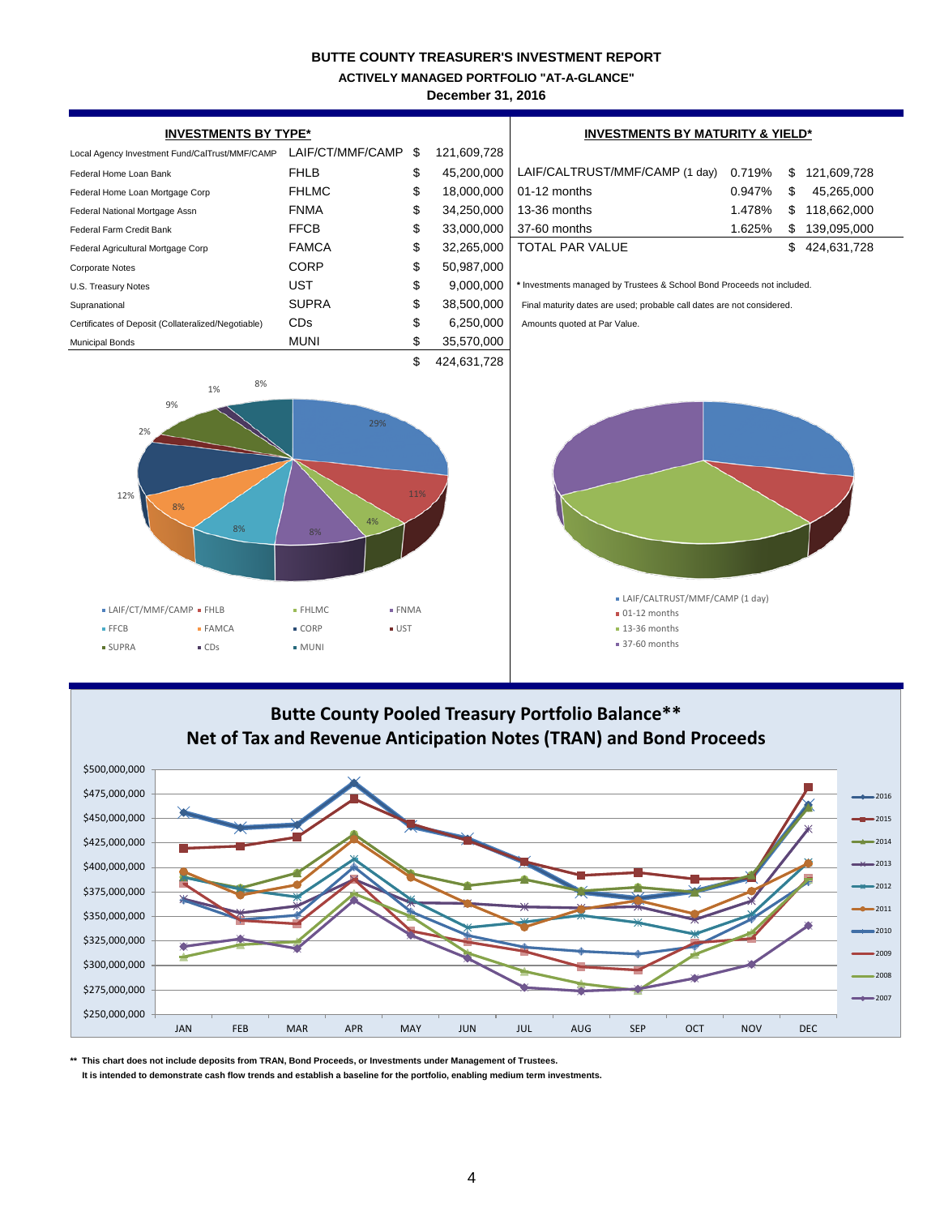# BUTTE COUNTY TREASURER'S INVESTMENT REPORT

## ACTIVELY MANAGED PORTFOLIO "AT-A-GLANCE"

### December 31, 2016

**INVESTMENTS BY TYPE***

| Description | Type | | Amount |
|---|---|---|---|
| Local Agency Investment Fund/CalTrust/MMF/CAMP | LAIF/CT/MMF/CAMP | $ | 121,609,728 |
| Federal Home Loan Bank | FHLB | $ | 45,200,000 |
| Federal Home Loan Mortgage Corp | FHLMC | $ | 18,000,000 |
| Federal National Mortgage Assn | FNMA | $ | 34,250,000 |
| Federal Farm Credit Bank | FFCB | $ | 33,000,000 |
| Federal Agricultural Mortgage Corp | FAMCA | $ | 32,265,000 |
| Corporate Notes | CORP | $ | 50,987,000 |
| U.S. Treasury Notes | UST | $ | 9,000,000 |
| Supranational | SUPRA | $ | 38,500,000 |
| Certificates of Deposit (Collateralized/Negotiable) | CDs | $ | 6,250,000 |
| Municipal Bonds | MUNI | $ | 35,570,000 |
| | | $ | 424,631,728 |

**INVESTMENTS BY MATURITY & YIELD***

| Maturity | Yield | | Par Value |
|---|---|---|---|
| LAIF/CALTRUST/MMF/CAMP (1 day) | 0.719% | $ | 121,609,728 |
| 01-12 months | 0.947% | $ | 45,265,000 |
| 13-36 months | 1.478% | $ | 118,662,000 |
| 37-60 months | 1.625% | $ | 139,095,000 |
| TOTAL PAR VALUE | | $ | 424,631,728 |

\* Investments managed by Trustees & School Bond Proceeds not included.

Final maturity dates are used; probable call dates are not considered.

Amounts quoted at Par Value.

**Butte County Pooled Treasury Portfolio Balance****
**Net of Tax and Revenue Anticipation Notes (TRAN) and Bond Proceeds**

** This chart does not include deposits from TRAN, Bond Proceeds, or Investments under Management of Trustees.
It is intended to demonstrate cash flow trends and establish a baseline for the portfolio, enabling medium term investments.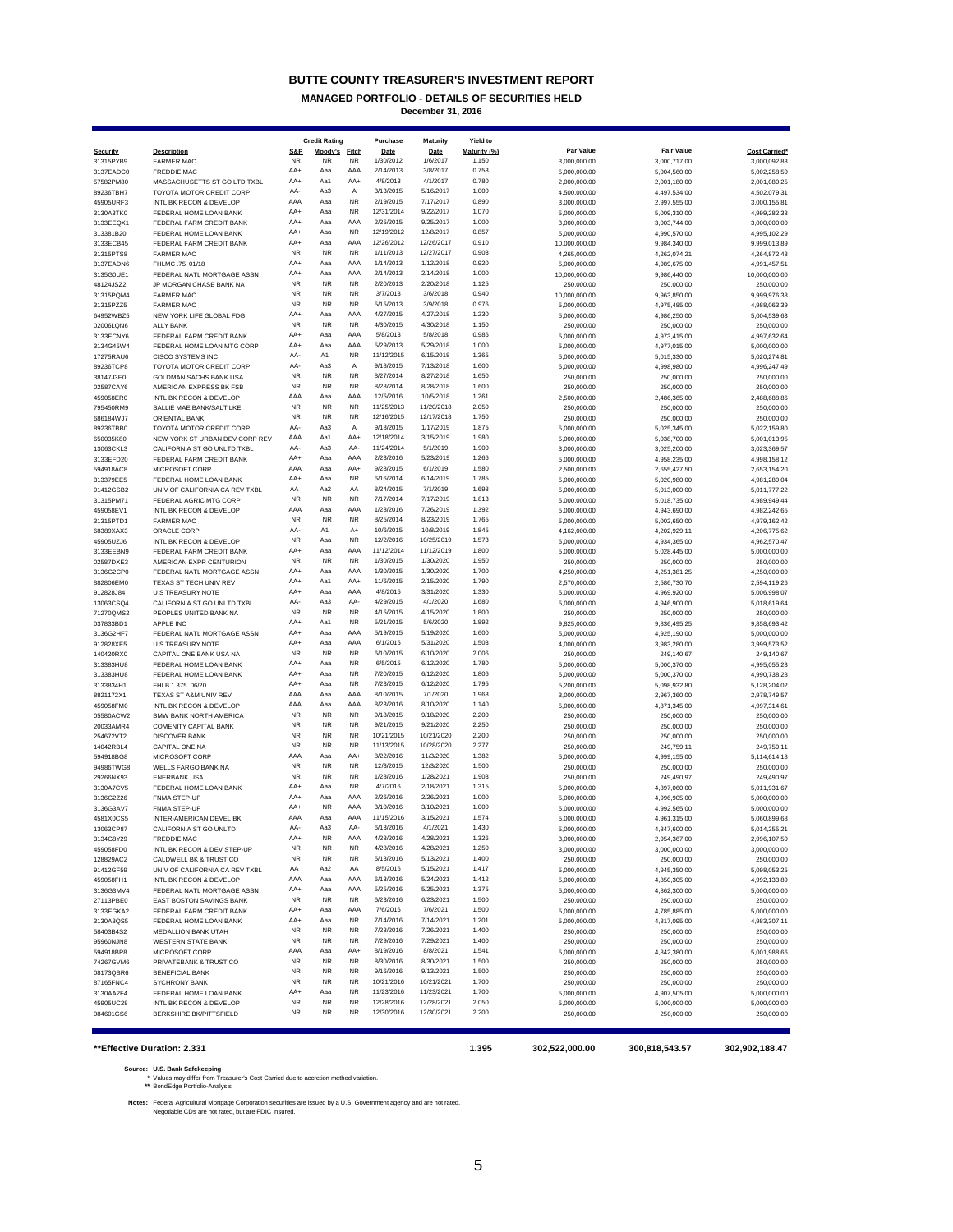# BUTTE COUNTY TREASURER'S INVESTMENT REPORT

## MANAGED PORTFOLIO - DETAILS OF SECURITIES HELD

**December 31, 2016**

| | | Credit Rating | | | Purchase | Maturity | Yield to | | | |
|---|---|---|---|---|---|---|---|---|---|---|
| **Security** | **Description** | **S&P** | **Moody's** | **Fitch** | **Date** | **Date** | **Maturity (%)** | **Par Value** | **Fair Value** | **Cost Carried*** |
| 31315PYB9 | FARMER MAC | NR | NR | NR | 1/30/2012 | 1/6/2017 | 1.150 | 3,000,000.00 | 3,000,717.00 | 3,000,092.83 |
| 3137EADC0 | FREDDIE MAC | AA+ | Aaa | AAA | 2/14/2013 | 3/8/2017 | 0.753 | 5,000,000.00 | 5,004,560.00 | 5,002,258.50 |
| 57582PM80 | MASSACHUSETTS ST GO LTD TXBL | AA+ | Aa1 | AA+ | 4/8/2013 | 4/1/2017 | 0.780 | 2,000,000.00 | 2,001,180.00 | 2,001,080.25 |
| 89236TBH7 | TOYOTA MOTOR CREDIT CORP | AA- | Aa3 | A | 3/13/2015 | 5/16/2017 | 1.000 | 4,500,000.00 | 4,497,534.00 | 4,502,079.31 |
| 45905URF3 | INTL BK RECON & DEVELOP | AAA | Aaa | NR | 2/19/2015 | 7/17/2017 | 0.890 | 3,000,000.00 | 2,997,555.00 | 3,000,155.81 |
| 3130A3TK0 | FEDERAL HOME LOAN BANK | AA+ | Aaa | NR | 12/31/2014 | 9/22/2017 | 1.070 | 5,000,000.00 | 5,009,310.00 | 4,999,282.38 |
| 3133EEQX1 | FEDERAL FARM CREDIT BANK | AA+ | Aaa | AAA | 2/25/2015 | 9/25/2017 | 1.000 | 3,000,000.00 | 3,003,744.00 | 3,000,000.00 |
| 313381B20 | FEDERAL HOME LOAN BANK | AA+ | Aaa | NR | 12/19/2012 | 12/8/2017 | 0.857 | 5,000,000.00 | 4,990,570.00 | 4,995,102.29 |
| 3133ECB45 | FEDERAL FARM CREDIT BANK | AA+ | Aaa | AAA | 12/26/2012 | 12/26/2017 | 0.910 | 10,000,000.00 | 9,984,340.00 | 9,999,013.89 |
| 31315PTS8 | FARMER MAC | NR | NR | NR | 1/11/2013 | 12/27/2017 | 0.903 | 4,265,000.00 | 4,262,074.21 | 4,264,872.48 |
| 3137EADN6 | FHLMC .75 01/18 | AA+ | Aaa | AAA | 1/14/2013 | 1/12/2018 | 0.920 | 5,000,000.00 | 4,989,675.00 | 4,991,457.51 |
| 3135G0UE1 | FEDERAL NATL MORTGAGE ASSN | AA+ | Aaa | AAA | 2/14/2013 | 2/14/2018 | 1.000 | 10,000,000.00 | 9,986,440.00 | 10,000,000.00 |
| 48124JSZ2 | JP MORGAN CHASE BANK NA | NR | NR | NR | 2/20/2013 | 2/20/2018 | 1.125 | 250,000.00 | 250,000.00 | 250,000.00 |
| 31315PQM4 | FARMER MAC | NR | NR | NR | 3/7/2013 | 3/6/2018 | 0.940 | 10,000,000.00 | 9,963,850.00 | 9,999,976.38 |
| 31315PZZ5 | FARMER MAC | NR | NR | NR | 5/15/2013 | 3/9/2018 | 0.976 | 5,000,000.00 | 4,975,485.00 | 4,988,063.39 |
| 64952WBZ5 | NEW YORK LIFE GLOBAL FDG | AA+ | Aaa | AAA | 4/27/2015 | 4/27/2018 | 1.230 | 5,000,000.00 | 4,986,250.00 | 5,004,539.63 |
| 02006LQN6 | ALLY BANK | NR | NR | NR | 4/30/2015 | 4/30/2018 | 1.150 | 250,000.00 | 250,000.00 | 250,000.00 |
| 3133ECNY6 | FEDERAL FARM CREDIT BANK | AA+ | Aaa | AAA | 5/8/2013 | 5/8/2018 | 0.986 | 5,000,000.00 | 4,973,415.00 | 4,997,632.64 |
| 3134G45W4 | FEDERAL HOME LOAN MTG CORP | AA+ | Aaa | AAA | 5/29/2013 | 5/29/2018 | 1.000 | 5,000,000.00 | 4,977,015.00 | 5,000,000.00 |
| 17275RAU6 | CISCO SYSTEMS INC | AA- | A1 | NR | 11/12/2015 | 6/15/2018 | 1.365 | 5,000,000.00 | 5,015,330.00 | 5,020,274.81 |
| 89236TCP8 | TOYOTA MOTOR CREDIT CORP | AA- | Aa3 | A | 9/18/2015 | 7/13/2018 | 1.600 | 5,000,000.00 | 4,998,980.00 | 4,996,247.49 |
| 38147J3E0 | GOLDMAN SACHS BANK USA | NR | NR | NR | 8/27/2014 | 8/27/2018 | 1.650 | 250,000.00 | 250,000.00 | 250,000.00 |
| 02587CAY6 | AMERICAN EXPRESS BK FSB | NR | NR | NR | 8/28/2014 | 8/28/2018 | 1.600 | 250,000.00 | 250,000.00 | 250,000.00 |
| 459058ER0 | INTL BK RECON & DEVELOP | AAA | Aaa | AAA | 12/5/2016 | 10/5/2018 | 1.261 | 2,500,000.00 | 2,486,365.00 | 2,488,688.86 |
| 795450RM9 | SALLIE MAE BANK/SALT LKE | NR | NR | NR | 11/25/2013 | 11/20/2018 | 2.050 | 250,000.00 | 250,000.00 | 250,000.00 |
| 686184WJ7 | ORIENTAL BANK | NR | NR | NR | 12/16/2015 | 12/17/2018 | 1.750 | 250,000.00 | 250,000.00 | 250,000.00 |
| 89236TBB0 | TOYOTA MOTOR CREDIT CORP | AA- | Aa3 | A | 9/18/2015 | 1/17/2019 | 1.875 | 5,000,000.00 | 5,025,345.00 | 5,022,159.80 |
| 650035K80 | NEW YORK ST URBAN DEV CORP REV | AAA | Aa1 | AA+ | 12/18/2014 | 3/15/2019 | 1.980 | 5,000,000.00 | 5,038,700.00 | 5,001,013.95 |
| 13063CKL3 | CALIFORNIA ST GO UNLTD TXBL | AA- | Aa3 | AA- | 11/24/2014 | 5/1/2019 | 1.900 | 3,000,000.00 | 3,025,200.00 | 3,023,369.57 |
| 3133EFD20 | FEDERAL FARM CREDIT BANK | AA+ | Aaa | AAA | 2/23/2016 | 5/23/2019 | 1.266 | 5,000,000.00 | 4,958,235.00 | 4,998,158.12 |
| 594918AC8 | MICROSOFT CORP | AAA | Aaa | AA+ | 9/28/2015 | 6/1/2019 | 1.580 | 2,500,000.00 | 2,655,427.50 | 2,653,154.20 |
| 313379EE5 | FEDERAL HOME LOAN BANK | AA+ | Aaa | NR | 6/16/2014 | 6/14/2019 | 1.785 | 5,000,000.00 | 5,020,980.00 | 4,981,289.04 |
| 91412GSB2 | UNIV OF CALIFORNIA CA REV TXBL | AA | Aa2 | AA | 8/24/2015 | 7/1/2019 | 1.698 | 5,000,000.00 | 5,013,000.00 | 5,011,777.22 |
| 31315PM71 | FEDERAL AGRIC MTG CORP | NR | NR | NR | 7/17/2014 | 7/17/2019 | 1.813 | 5,000,000.00 | 5,018,735.00 | 4,989,949.44 |
| 459058EV1 | INTL BK RECON & DEVELOP | AAA | Aaa | AAA | 1/28/2016 | 7/26/2019 | 1.392 | 5,000,000.00 | 4,943,690.00 | 4,982,242.65 |
| 31315PTD1 | FARMER MAC | NR | NR | NR | 8/25/2014 | 8/23/2019 | 1.765 | 5,000,000.00 | 5,002,650.00 | 4,979,162.42 |
| 68389XAX3 | ORACLE CORP | AA- | A1 | A+ | 10/6/2015 | 10/8/2019 | 1.845 | 4,162,000.00 | 4,202,929.11 | 4,206,775.62 |
| 45905UZJ6 | INTL BK RECON & DEVELOP | NR | Aaa | NR | 12/2/2016 | 10/25/2019 | 1.573 | 5,000,000.00 | 4,934,365.00 | 4,962,570.47 |
| 3133EEBN9 | FEDERAL FARM CREDIT BANK | AA+ | Aaa | AAA | 11/12/2014 | 11/12/2019 | 1.800 | 5,000,000.00 | 5,028,445.00 | 5,000,000.00 |
| 02587DXE3 | AMERICAN EXPR CENTURION | NR | NR | NR | 1/30/2015 | 1/30/2020 | 1.950 | 250,000.00 | 250,000.00 | 250,000.00 |
| 3136G2CP0 | FEDERAL NATL MORTGAGE ASSN | AA+ | Aaa | AAA | 1/30/2015 | 1/30/2020 | 1.700 | 4,250,000.00 | 4,251,381.25 | 4,250,000.00 |
| 882806EM0 | TEXAS ST TECH UNIV REV | AA+ | Aa1 | AA+ | 11/6/2015 | 2/15/2020 | 1.790 | 2,570,000.00 | 2,586,730.70 | 2,594,119.26 |
| 912828J84 | U S TREASURY NOTE | AA+ | Aaa | AAA | 4/8/2015 | 3/31/2020 | 1.330 | 5,000,000.00 | 4,969,920.00 | 5,006,998.07 |
| 13063CSQ4 | CALIFORNIA ST GO UNLTD TXBL | AA- | Aa3 | AA- | 4/29/2015 | 4/1/2020 | 1.680 | 5,000,000.00 | 4,946,900.00 | 5,018,619.64 |
| 71270QMS2 | PEOPLES UNITED BANK NA | NR | NR | NR | 4/15/2015 | 4/15/2020 | 1.800 | 250,000.00 | 250,000.00 | 250,000.00 |
| 037833BD1 | APPLE INC | AA+ | Aa1 | NR | 5/21/2015 | 5/6/2020 | 1.892 | 9,825,000.00 | 9,836,495.25 | 9,858,693.42 |
| 3136G2HF7 | FEDERAL NATL MORTGAGE ASSN | AA+ | Aaa | AAA | 5/19/2015 | 5/19/2020 | 1.600 | 5,000,000.00 | 4,925,190.00 | 5,000,000.00 |
| 912828XE5 | U S TREASURY NOTE | AA+ | Aaa | AAA | 6/1/2015 | 5/31/2020 | 1.503 | 4,000,000.00 | 3,983,280.00 | 3,999,573.52 |
| 140420RX0 | CAPITAL ONE BANK USA NA | NR | NR | NR | 6/10/2015 | 6/10/2020 | 2.006 | 250,000.00 | 249,140.67 | 249,140.67 |
| 313383HU8 | FEDERAL HOME LOAN BANK | AA+ | Aaa | NR | 6/5/2015 | 6/12/2020 | 1.780 | 5,000,000.00 | 5,000,370.00 | 4,995,055.23 |
| 313383HU8 | FEDERAL HOME LOAN BANK | AA+ | Aaa | NR | 7/20/2015 | 6/12/2020 | 1.806 | 5,000,000.00 | 5,000,370.00 | 4,990,738.28 |
| 3133834H1 | FHLB 1.375 06/20 | AA+ | Aaa | NR | 7/23/2015 | 6/12/2020 | 1.795 | 5,200,000.00 | 5,098,932.80 | 5,128,204.02 |
| 8821172X1 | TEXAS ST A&M UNIV REV | AAA | Aaa | AAA | 8/10/2015 | 7/1/2020 | 1.963 | 3,000,000.00 | 2,967,360.00 | 2,978,749.57 |
| 459058FM0 | INTL BK RECON & DEVELOP | AAA | Aaa | AAA | 8/23/2016 | 8/10/2020 | 1.140 | 5,000,000.00 | 4,871,345.00 | 4,997,314.61 |
| 05580ACW2 | BMW BANK NORTH AMERICA | NR | NR | NR | 9/18/2015 | 9/18/2020 | 2.200 | 250,000.00 | 250,000.00 | 250,000.00 |
| 20033AMR4 | COMENITY CAPITAL BANK | NR | NR | NR | 9/21/2015 | 9/21/2020 | 2.250 | 250,000.00 | 250,000.00 | 250,000.00 |
| 254672VT2 | DISCOVER BANK | NR | NR | NR | 10/21/2015 | 10/21/2020 | 2.200 | 250,000.00 | 250,000.00 | 250,000.00 |
| 14042RBL4 | CAPITAL ONE NA | NR | NR | NR | 11/13/2015 | 10/28/2020 | 2.277 | 250,000.00 | 249,759.11 | 249,759.11 |
| 594918BG8 | MICROSOFT CORP | AAA | Aaa | AA+ | 8/22/2016 | 11/3/2020 | 1.382 | 5,000,000.00 | 4,999,155.00 | 5,114,614.18 |
| 94986TWG8 | WELLS FARGO BANK NA | NR | NR | NR | 12/3/2015 | 12/3/2020 | 1.500 | 250,000.00 | 250,000.00 | 250,000.00 |
| 29266NX93 | ENERBANK USA | NR | NR | NR | 1/28/2016 | 1/28/2021 | 1.903 | 250,000.00 | 249,490.97 | 249,490.97 |
| 3130A7CV5 | FEDERAL HOME LOAN BANK | AA+ | Aaa | NR | 4/7/2016 | 2/18/2021 | 1.315 | 5,000,000.00 | 4,897,060.00 | 5,011,931.67 |
| 3136G2Z26 | FNMA STEP-UP | AA+ | Aaa | AAA | 2/26/2016 | 2/26/2021 | 1.000 | 5,000,000.00 | 4,996,905.00 | 5,000,000.00 |
| 3136G3AV7 | FNMA STEP-UP | AA+ | NR | AAA | 3/10/2016 | 3/10/2021 | 1.000 | 5,000,000.00 | 4,992,565.00 | 5,000,000.00 |
| 4581X0CS5 | INTER-AMERICAN DEVEL BK | AAA | Aaa | AAA | 11/15/2016 | 3/15/2021 | 1.574 | 5,000,000.00 | 4,961,315.00 | 5,060,899.68 |
| 13063CP87 | CALIFORNIA ST GO UNLTD | AA- | Aa3 | AA- | 6/13/2016 | 4/1/2021 | 1.430 | 5,000,000.00 | 4,847,600.00 | 5,014,255.21 |
| 3134G8Y29 | FREDDIE MAC | AA+ | NR | AAA | 4/28/2016 | 4/28/2021 | 1.326 | 3,000,000.00 | 2,954,367.00 | 2,996,107.50 |
| 459058FD0 | INTL BK RECON & DEV STEP-UP | NR | NR | NR | 4/28/2016 | 4/28/2021 | 1.250 | 3,000,000.00 | 3,000,000.00 | 3,000,000.00 |
| 128829AC2 | CALDWELL BK & TRUST CO | NR | NR | NR | 5/13/2016 | 5/13/2021 | 1.400 | 250,000.00 | 250,000.00 | 250,000.00 |
| 91412GF59 | UNIV OF CALIFORNIA CA REV TXBL | AA | Aa2 | AA | 8/5/2016 | 5/15/2021 | 1.417 | 5,000,000.00 | 4,945,350.00 | 5,098,053.25 |
| 459058FH1 | INTL BK RECON & DEVELOP | AAA | Aaa | AAA | 6/13/2016 | 5/24/2021 | 1.412 | 5,000,000.00 | 4,850,305.00 | 4,992,133.89 |
| 3136G3MV4 | FEDERAL NATL MORTGAGE ASSN | AA+ | Aaa | AAA | 5/25/2016 | 5/25/2021 | 1.375 | 5,000,000.00 | 4,862,300.00 | 5,000,000.00 |
| 27113PBE0 | EAST BOSTON SAVINGS BANK | NR | NR | NR | 6/23/2016 | 6/23/2021 | 1.500 | 250,000.00 | 250,000.00 | 250,000.00 |
| 3133EGKA2 | FEDERAL FARM CREDIT BANK | AA+ | Aaa | AAA | 7/6/2016 | 7/6/2021 | 1.500 | 5,000,000.00 | 4,785,885.00 | 5,000,000.00 |
| 3130A8QS5 | FEDERAL HOME LOAN BANK | AA+ | Aaa | NR | 7/14/2016 | 7/14/2021 | 1.201 | 5,000,000.00 | 4,817,095.00 | 4,983,307.11 |
| 58403B4S2 | MEDALLION BANK UTAH | NR | NR | NR | 7/28/2016 | 7/26/2021 | 1.400 | 250,000.00 | 250,000.00 | 250,000.00 |
| 95960NJN8 | WESTERN STATE BANK | NR | NR | NR | 7/29/2016 | 7/29/2021 | 1.400 | 250,000.00 | 250,000.00 | 250,000.00 |
| 594918BP8 | MICROSOFT CORP | AAA | Aaa | AA+ | 8/19/2016 | 8/8/2021 | 1.541 | 5,000,000.00 | 4,842,380.00 | 5,001,988.66 |
| 74267GVM6 | PRIVATEBANK & TRUST CO | NR | NR | NR | 8/30/2016 | 8/30/2021 | 1.500 | 250,000.00 | 250,000.00 | 250,000.00 |
| 08173QBR6 | BENEFICIAL BANK | NR | NR | NR | 9/16/2016 | 9/13/2021 | 1.500 | 250,000.00 | 250,000.00 | 250,000.00 |
| 87165FNC4 | SYCHRONY BANK | NR | NR | NR | 10/21/2016 | 10/21/2021 | 1.700 | 250,000.00 | 250,000.00 | 250,000.00 |
| 3130AA2F4 | FEDERAL HOME LOAN BANK | AA+ | Aaa | NR | 11/23/2016 | 11/23/2021 | 1.700 | 5,000,000.00 | 4,907,505.00 | 5,000,000.00 |
| 45905UC28 | INTL BK RECON & DEVELOP | NR | NR | NR | 12/28/2016 | 12/28/2021 | 2.050 | 5,000,000.00 | 5,000,000.00 | 5,000,000.00 |
| 084601GS6 | BERKSHIRE BK/PITTSFIELD | NR | NR | NR | 12/30/2016 | 12/30/2021 | 2.200 | 250,000.00 | 250,000.00 | 250,000.00 |
| **Effective Duration: 2.331 | | | | | | | 1.395 | 302,522,000.00 | 300,818,543.57 | 302,902,188.47 |

**Source:** **U.S. Bank Safekeeping**
\* Values may differ from Treasurer's Cost Carried due to accretion method variation.
\*\* BondEdge Portfolio-Analysis

**Notes:** Federal Agricultural Mortgage Corporation securities are issued by a U.S. Government agency and are not rated.
Negotiable CDs are not rated, but are FDIC insured.